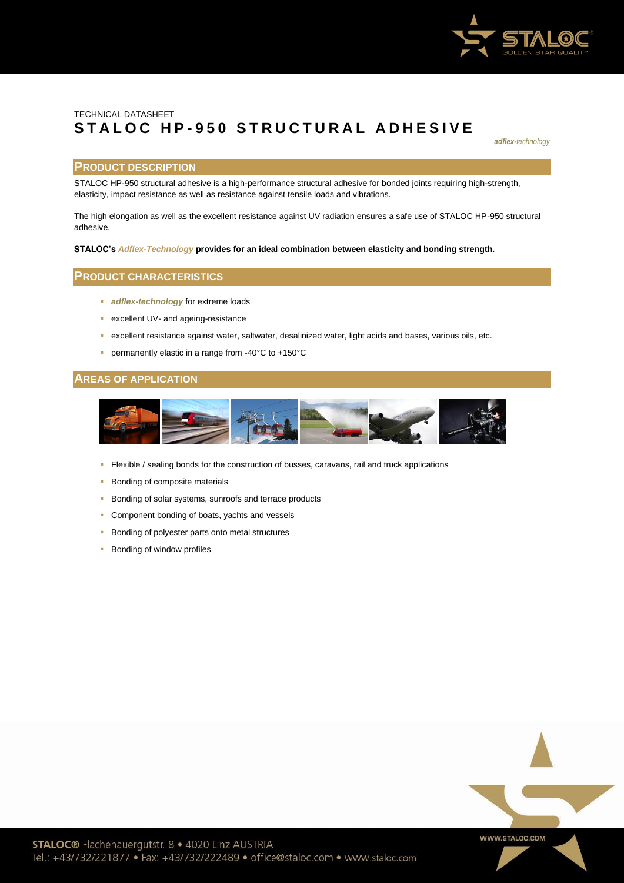TECHNICAL DATASHEET

# STALOC HP-950 STRUCTURAL ADHESIVE

***adflex-technology***

## PRODUCT DESCRIPTION

STALOC HP-950 structural adhesive is a high-performance structural adhesive for bonded joints requiring high-strength, elasticity, impact resistance as well as resistance against tensile loads and vibrations.

The high elongation as well as the excellent resistance against UV radiation ensures a safe use of STALOC HP-950 structural adhesive.

**STALOC's *Adflex-Technology* provides for an ideal combination between elasticity and bonding strength.**

## PRODUCT CHARACTERISTICS

- ***adflex-technology*** for extreme loads
- excellent UV- and ageing-resistance
- excellent resistance against water, saltwater, desalinized water, light acids and bases, various oils, etc.
- permanently elastic in a range from -40°C to +150°C

## AREAS OF APPLICATION

- Flexible / sealing bonds for the construction of busses, caravans, rail and truck applications
- Bonding of composite materials
- Bonding of solar systems, sunroofs and terrace products
- Component bonding of boats, yachts and vessels
- Bonding of polyester parts onto metal structures
- Bonding of window profiles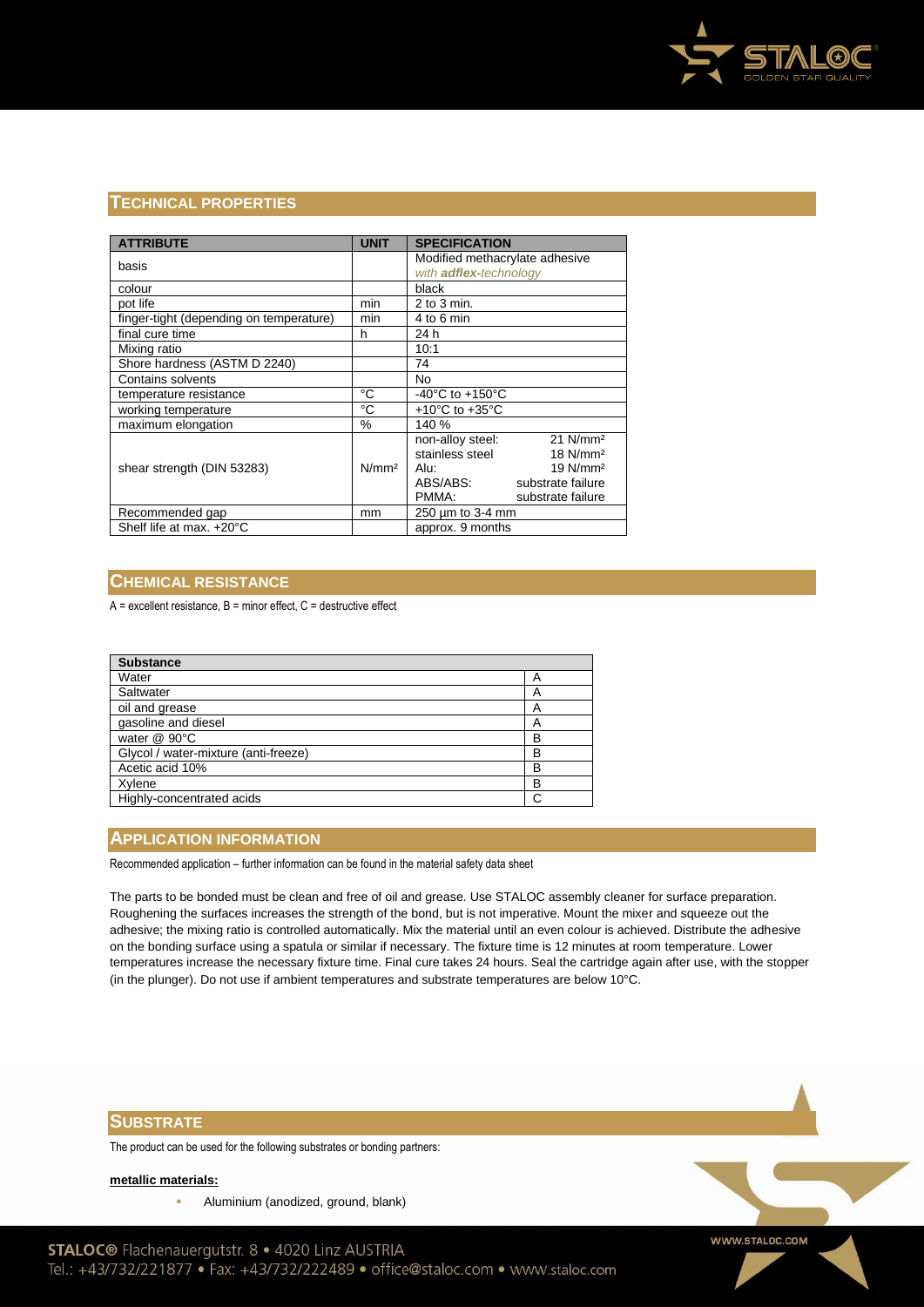## TECHNICAL PROPERTIES

| ATTRIBUTE | UNIT | SPECIFICATION |
|---|---|---|
| basis | | Modified methacrylate adhesive *with **adflex**-technology* |
| colour | | black |
| pot life | min | 2 to 3 min. |
| finger-tight (depending on temperature) | min | 4 to 6 min |
| final cure time | h | 24 h |
| Mixing ratio | | 10:1 |
| Shore hardness (ASTM D 2240) | | 74 |
| Contains solvents | | No |
| temperature resistance | °C | -40°C to +150°C |
| working temperature | °C | +10°C to +35°C |
| maximum elongation | % | 140 % |
| shear strength (DIN 53283) | N/mm² | non-alloy steel: 21 N/mm²<br>stainless steel 18 N/mm²<br>Alu: 19 N/mm²<br>ABS/ABS: substrate failure<br>PMMA: substrate failure |
| Recommended gap | mm | 250 µm to 3-4 mm |
| Shelf life at max. +20°C | | approx. 9 months |

## CHEMICAL RESISTANCE

A = excellent resistance, B = minor effect, C = destructive effect

| Substance | |
|---|---|
| Water | A |
| Saltwater | A |
| oil and grease | A |
| gasoline and diesel | A |
| water @ 90°C | B |
| Glycol / water-mixture (anti-freeze) | B |
| Acetic acid 10% | B |
| Xylene | B |
| Highly-concentrated acids | C |

## APPLICATION INFORMATION

Recommended application – further information can be found in the material safety data sheet

The parts to be bonded must be clean and free of oil and grease. Use STALOC assembly cleaner for surface preparation. Roughening the surfaces increases the strength of the bond, but is not imperative. Mount the mixer and squeeze out the adhesive; the mixing ratio is controlled automatically. Mix the material until an even colour is achieved. Distribute the adhesive on the bonding surface using a spatula or similar if necessary. The fixture time is 12 minutes at room temperature. Lower temperatures increase the necessary fixture time. Final cure takes 24 hours. Seal the cartridge again after use, with the stopper (in the plunger). Do not use if ambient temperatures and substrate temperatures are below 10°C.

## SUBSTRATE

The product can be used for the following substrates or bonding partners:

**metallic materials:**

- Aluminium (anodized, ground, blank)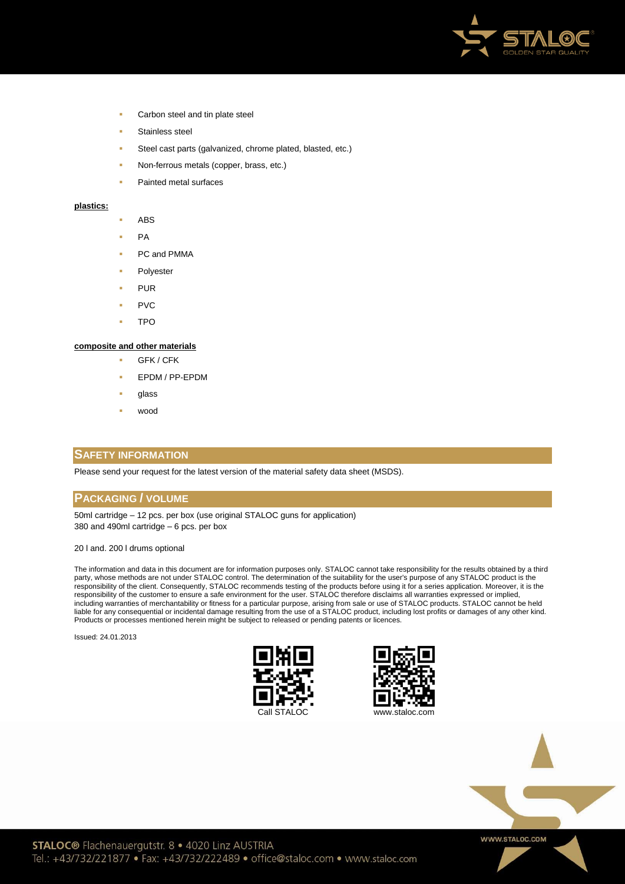- Carbon steel and tin plate steel
- Stainless steel
- Steel cast parts (galvanized, chrome plated, blasted, etc.)
- Non-ferrous metals (copper, brass, etc.)
- Painted metal surfaces

**plastics:**

- ABS
- PA
- PC and PMMA
- Polyester
- PUR
- PVC
- TPO

**composite and other materials**

- GFK / CFK
- EPDM / PP-EPDM
- glass
- wood

## SAFETY INFORMATION

Please send your request for the latest version of the material safety data sheet (MSDS).

## PACKAGING / VOLUME

50ml cartridge – 12 pcs. per box (use original STALOC guns for application)
380 and 490ml cartridge – 6 pcs. per box

20 l and. 200 l drums optional

The information and data in this document are for information purposes only. STALOC cannot take responsibility for the results obtained by a third party, whose methods are not under STALOC control. The determination of the suitability for the user's purpose of any STALOC product is the responsibility of the client. Consequently, STALOC recommends testing of the products before using it for a series application. Moreover, it is the responsibility of the customer to ensure a safe environment for the user. STALOC therefore disclaims all warranties expressed or implied, including warranties of merchantability or fitness for a particular purpose, arising from sale or use of STALOC products. STALOC cannot be held liable for any consequential or incidental damage resulting from the use of a STALOC product, including lost profits or damages of any other kind. Products or processes mentioned herein might be subject to released or pending patents or licences.

Issued: 24.01.2013

Call STALOC

www.staloc.com

**STALOC®** Flachenauergutstr. 8 • 4020 Linz AUSTRIA
Tel.: +43/732/221877 • Fax: +43/732/222489 • office@staloc.com • www.staloc.com